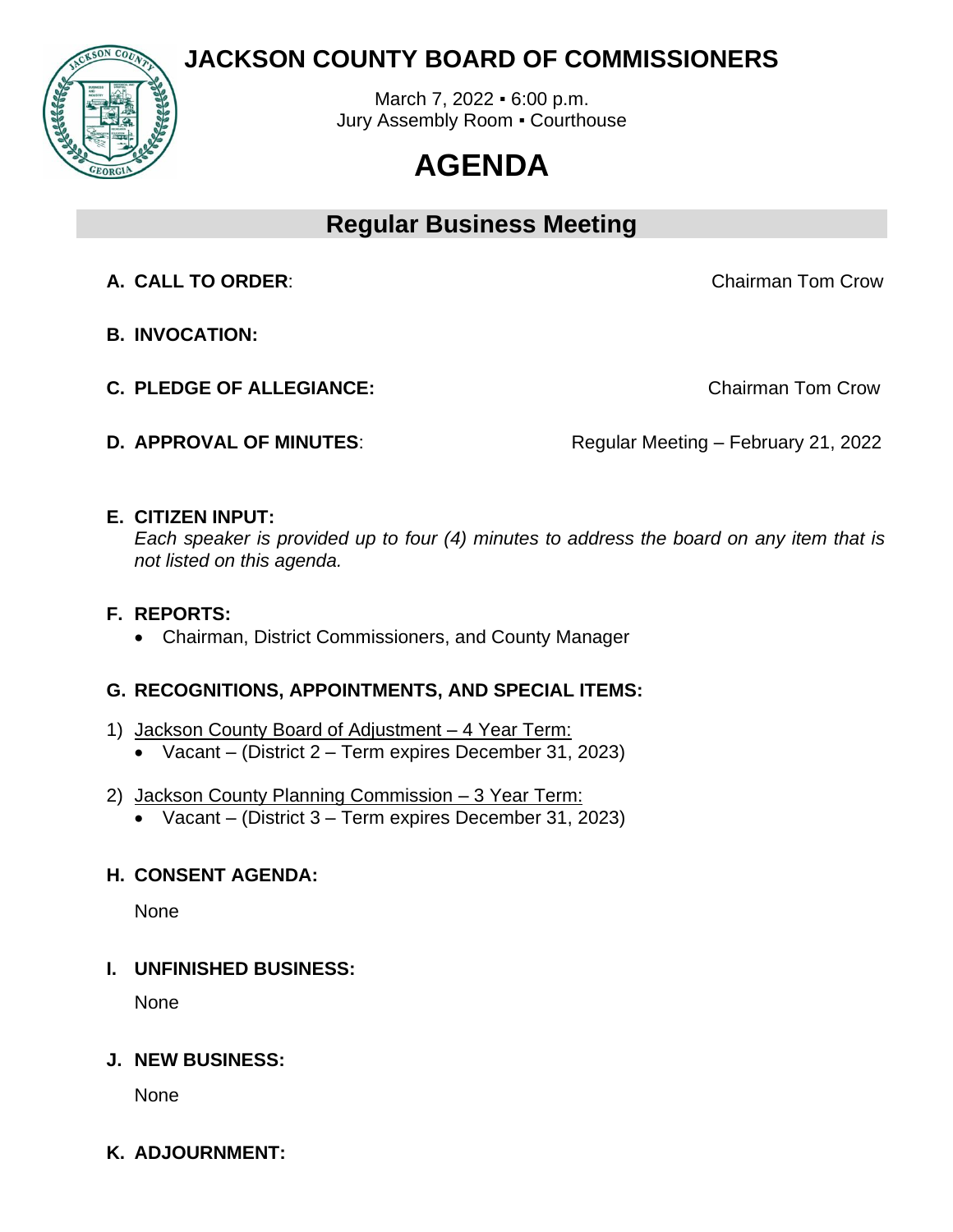# JACKSON COUNTY BOARD OF COMMISSIONERS

March 7, 2022 ▪ 6:00 p.m.
Jury Assembly Room ▪ Courthouse

# AGENDA

## Regular Business Meeting

**A. CALL TO ORDER**: Chairman Tom Crow

**B. INVOCATION:**

**C. PLEDGE OF ALLEGIANCE:** Chairman Tom Crow

**D. APPROVAL OF MINUTES**: Regular Meeting – February 21, 2022

**E. CITIZEN INPUT:**
*Each speaker is provided up to four (4) minutes to address the board on any item that is not listed on this agenda.*

**F. REPORTS:**
- Chairman, District Commissioners, and County Manager

**G. RECOGNITIONS, APPOINTMENTS, AND SPECIAL ITEMS:**

1) Jackson County Board of Adjustment – 4 Year Term:
   - Vacant – (District 2 – Term expires December 31, 2023)

2) Jackson County Planning Commission – 3 Year Term:
   - Vacant – (District 3 – Term expires December 31, 2023)

**H. CONSENT AGENDA:**

None

**I. UNFINISHED BUSINESS:**

None

**J. NEW BUSINESS:**

None

**K. ADJOURNMENT:**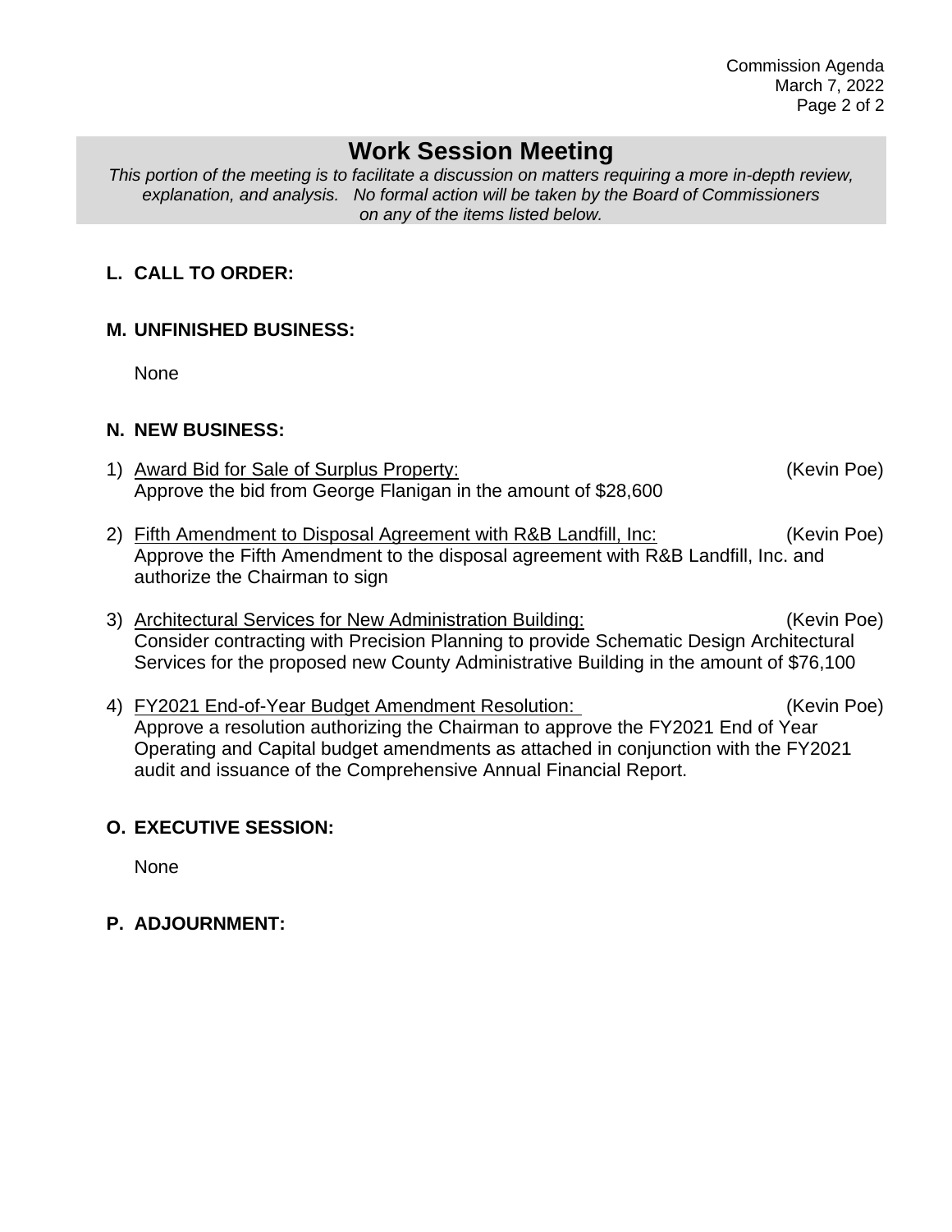# Work Session Meeting

*This portion of the meeting is to facilitate a discussion on matters requiring a more in-depth review, explanation, and analysis. No formal action will be taken by the Board of Commissioners on any of the items listed below.*

## L. CALL TO ORDER:

## M. UNFINISHED BUSINESS:

None

## N. NEW BUSINESS:

1) Award Bid for Sale of Surplus Property: (Kevin Poe)
   Approve the bid from George Flanigan in the amount of $28,600

2) Fifth Amendment to Disposal Agreement with R&B Landfill, Inc: (Kevin Poe)
   Approve the Fifth Amendment to the disposal agreement with R&B Landfill, Inc. and authorize the Chairman to sign

3) Architectural Services for New Administration Building: (Kevin Poe)
   Consider contracting with Precision Planning to provide Schematic Design Architectural Services for the proposed new County Administrative Building in the amount of $76,100

4) FY2021 End-of-Year Budget Amendment Resolution: (Kevin Poe)
   Approve a resolution authorizing the Chairman to approve the FY2021 End of Year Operating and Capital budget amendments as attached in conjunction with the FY2021 audit and issuance of the Comprehensive Annual Financial Report.

## O. EXECUTIVE SESSION:

None

## P. ADJOURNMENT: